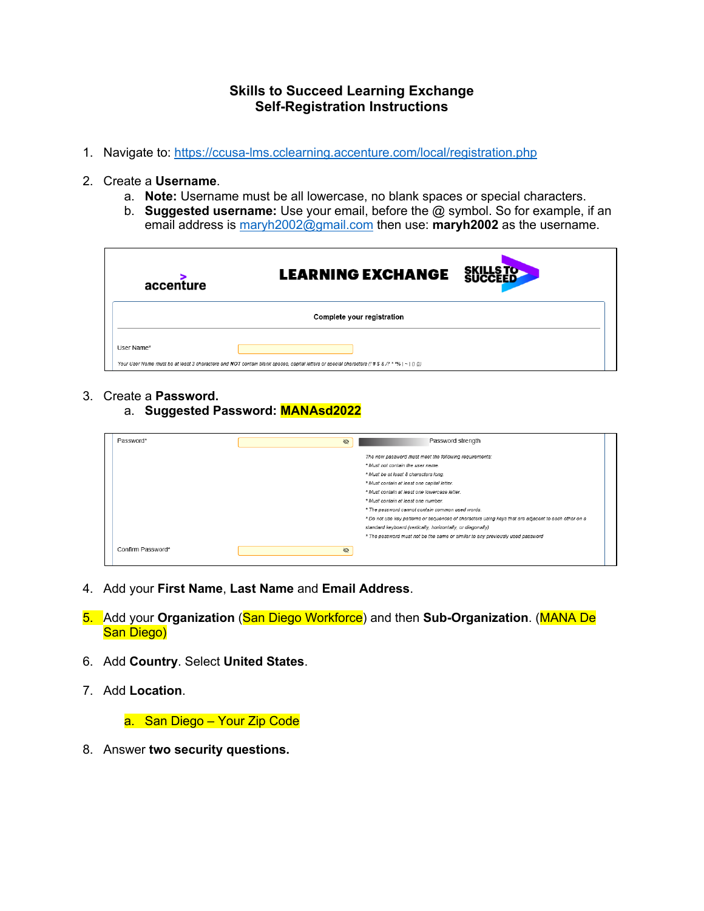**Skills to Succeed Learning Exchange**
**Self-Registration Instructions**

1. Navigate to: https://ccusa-lms.cclearning.accenture.com/local/registration.php

2. Create a **Username**.
   a. **Note:** Username must be all lowercase, no blank spaces or special characters.
   b. **Suggested username:** Use your email, before the @ symbol. So for example, if an email address is maryh2002@gmail.com then use: **maryh2002** as the username.

accenture LEARNING EXCHANGE SKILLS TO SUCCEED

Complete your registration

User Name*

*Your User Name must be at least 3 characters and NOT contain blank spaces, capital letters or special characters (! # $ & /? * ^% | ~ | () {})*

3. Create a **Password.**
   a. **Suggested Password: MANAsd2022**

Password* — Password strength

*The new password must meet the following requirements:*
*\* Must not contain the user name.*
*\* Must be at least 8 characters long.*
*\* Must contain at least one capital letter.*
*\* Must contain at least one lowercase letter.*
*\* Must contain at least one number.*
*\* The password cannot contain common used words.*
*\* Do not use key patterns or sequences of characters using keys that are adjacent to each other on a standard keyboard (vertically, horizontally, or diagonally)*
*\* The password must not be the same or similar to any previously used password*

Confirm Password*

4. Add your **First Name**, **Last Name** and **Email Address**.

5. Add your **Organization** (San Diego Workforce) and then **Sub-Organization**. (MANA De San Diego)

6. Add **Country**. Select **United States**.

7. Add **Location**.
   a. San Diego – Your Zip Code

8. Answer **two security questions.**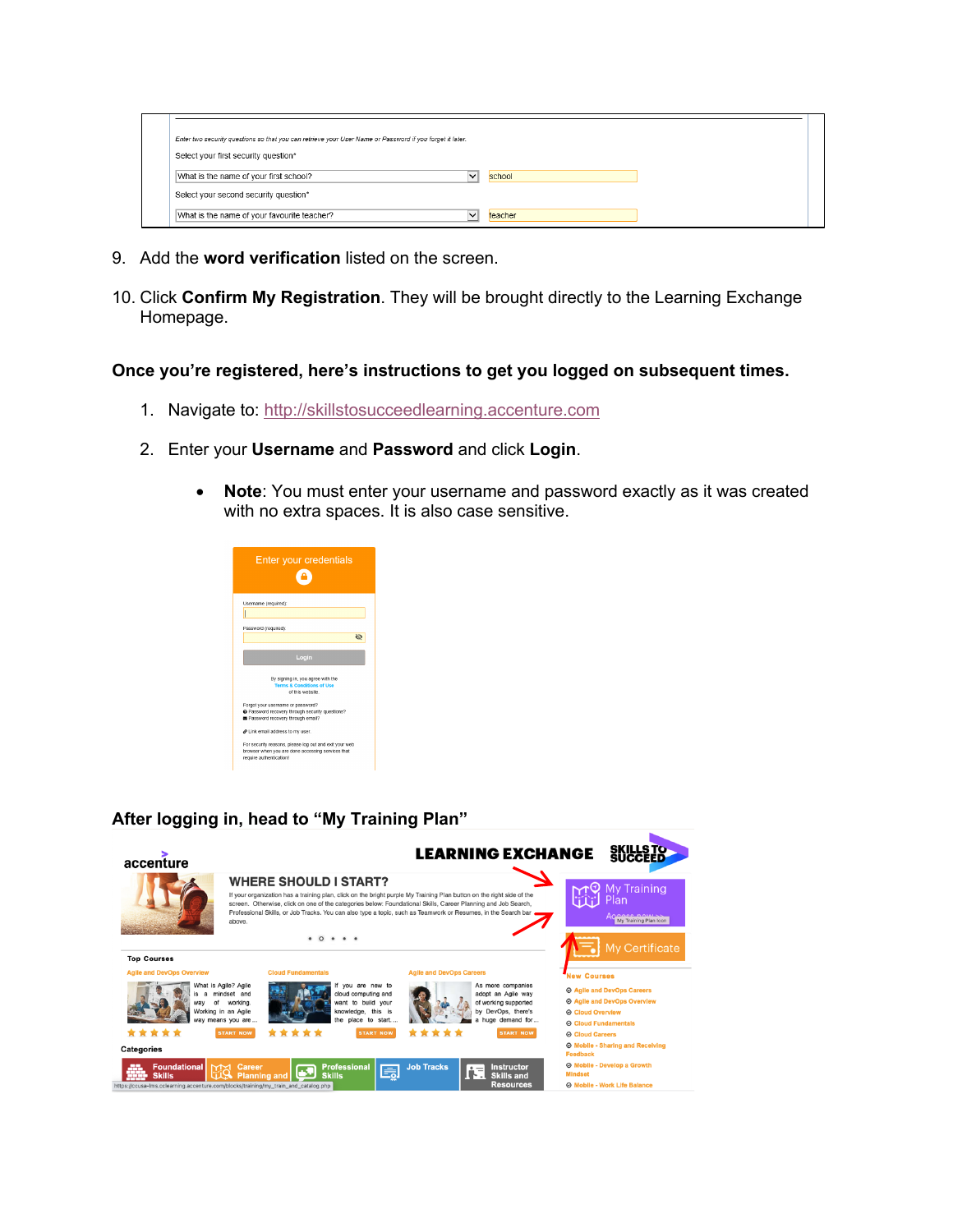9. Add the **word verification** listed on the screen.

10. Click **Confirm My Registration**. They will be brought directly to the Learning Exchange Homepage.

**Once you're registered, here's instructions to get you logged on subsequent times.**

1. Navigate to: http://skillstosucceedlearning.accenture.com

2. Enter your **Username** and **Password** and click **Login**.

   - **Note**: You must enter your username and password exactly as it was created with no extra spaces. It is also case sensitive.

**After logging in, head to "My Training Plan"**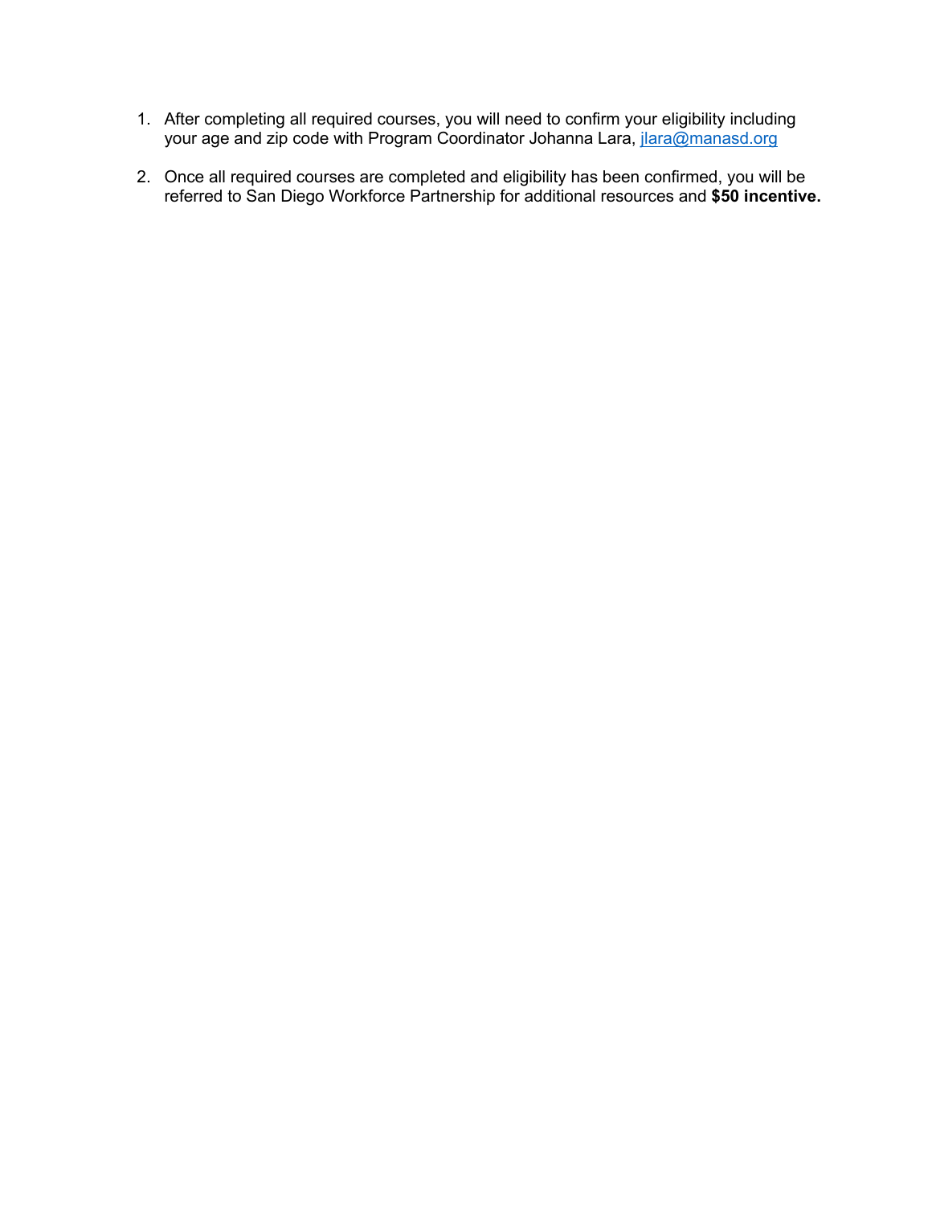1. After completing all required courses, you will need to confirm your eligibility including your age and zip code with Program Coordinator Johanna Lara, [jlara@manasd.org](mailto:jlara@manasd.org)

2. Once all required courses are completed and eligibility has been confirmed, you will be referred to San Diego Workforce Partnership for additional resources and **$50 incentive.**